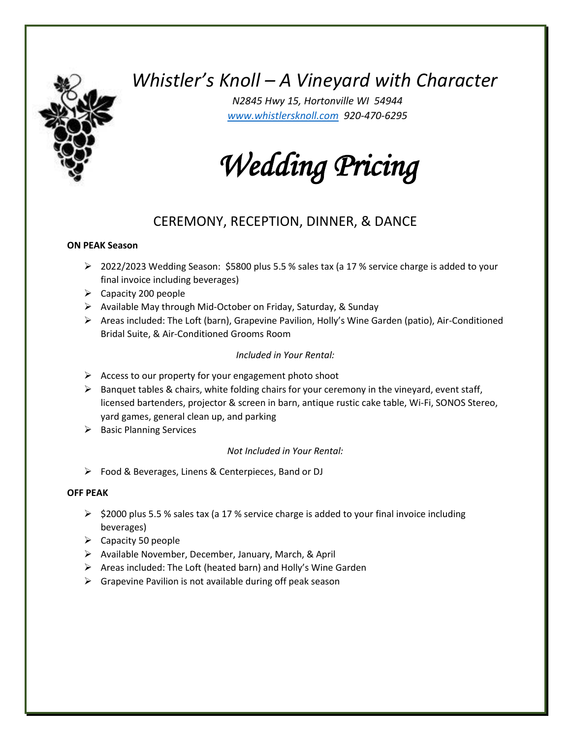# *Whistler's Knoll – A Vineyard with Character*

*N2845 Hwy 15, Hortonville WI 54944*
*[www.whistlersknoll.com](http://www.whistlersknoll.com) 920-470-6295*

# *Wedding Pricing*

## CEREMONY, RECEPTION, DINNER, & DANCE

**ON PEAK Season**

- 2022/2023 Wedding Season: $5800 plus 5.5 % sales tax (a 17 % service charge is added to your final invoice including beverages)
- Capacity 200 people
- Available May through Mid-October on Friday, Saturday, & Sunday
- Areas included: The Loft (barn), Grapevine Pavilion, Holly's Wine Garden (patio), Air-Conditioned Bridal Suite, & Air-Conditioned Grooms Room

*Included in Your Rental:*

- Access to our property for your engagement photo shoot
- Banquet tables & chairs, white folding chairs for your ceremony in the vineyard, event staff, licensed bartenders, projector & screen in barn, antique rustic cake table, Wi-Fi, SONOS Stereo, yard games, general clean up, and parking
- Basic Planning Services

*Not Included in Your Rental:*

- Food & Beverages, Linens & Centerpieces, Band or DJ

**OFF PEAK**

- $2000 plus 5.5 % sales tax (a 17 % service charge is added to your final invoice including beverages)
- Capacity 50 people
- Available November, December, January, March, & April
- Areas included: The Loft (heated barn) and Holly's Wine Garden
- Grapevine Pavilion is not available during off peak season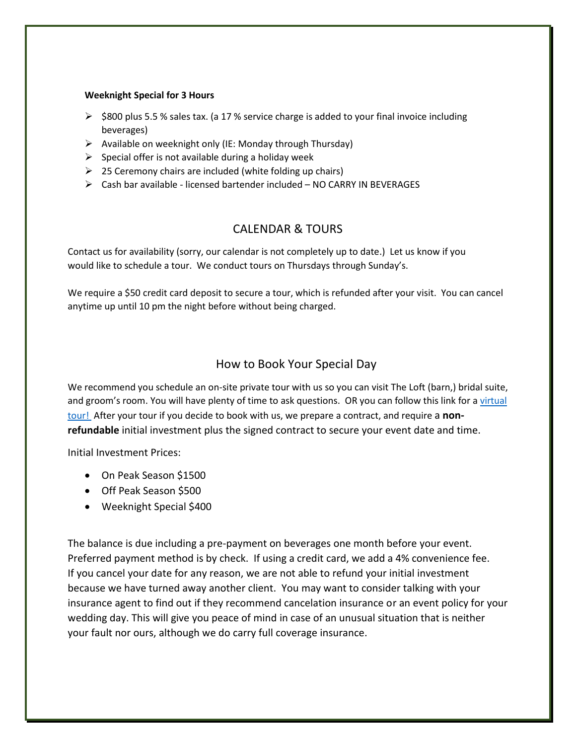**Weeknight Special for 3 Hours**

- $800 plus 5.5 % sales tax. (a 17 % service charge is added to your final invoice including beverages)
- Available on weeknight only (IE: Monday through Thursday)
- Special offer is not available during a holiday week
- 25 Ceremony chairs are included (white folding up chairs)
- Cash bar available - licensed bartender included – NO CARRY IN BEVERAGES

## CALENDAR & TOURS

Contact us for availability (sorry, our calendar is not completely up to date.) Let us know if you would like to schedule a tour. We conduct tours on Thursdays through Sunday's.

We require a $50 credit card deposit to secure a tour, which is refunded after your visit. You can cancel anytime up until 10 pm the night before without being charged.

## How to Book Your Special Day

We recommend you schedule an on-site private tour with us so you can visit The Loft (barn,) bridal suite, and groom's room. You will have plenty of time to ask questions. OR you can follow this link for a virtual tour! After your tour if you decide to book with us, we prepare a contract, and require a **non-refundable** initial investment plus the signed contract to secure your event date and time.

Initial Investment Prices:

- On Peak Season $1500
- Off Peak Season $500
- Weeknight Special $400

The balance is due including a pre-payment on beverages one month before your event. Preferred payment method is by check. If using a credit card, we add a 4% convenience fee. If you cancel your date for any reason, we are not able to refund your initial investment because we have turned away another client. You may want to consider talking with your insurance agent to find out if they recommend cancelation insurance or an event policy for your wedding day. This will give you peace of mind in case of an unusual situation that is neither your fault nor ours, although we do carry full coverage insurance.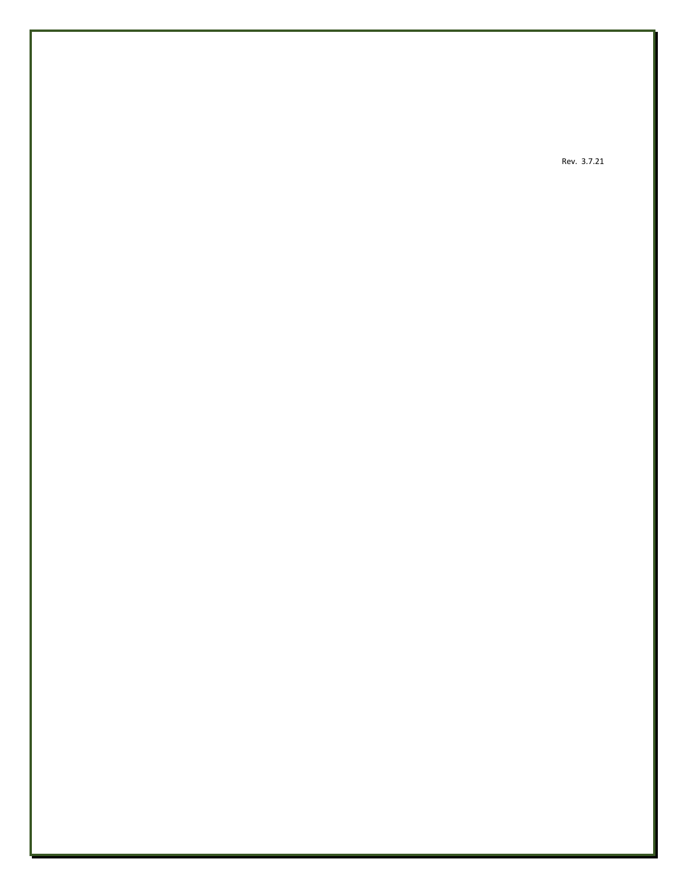Rev. 3.7.21